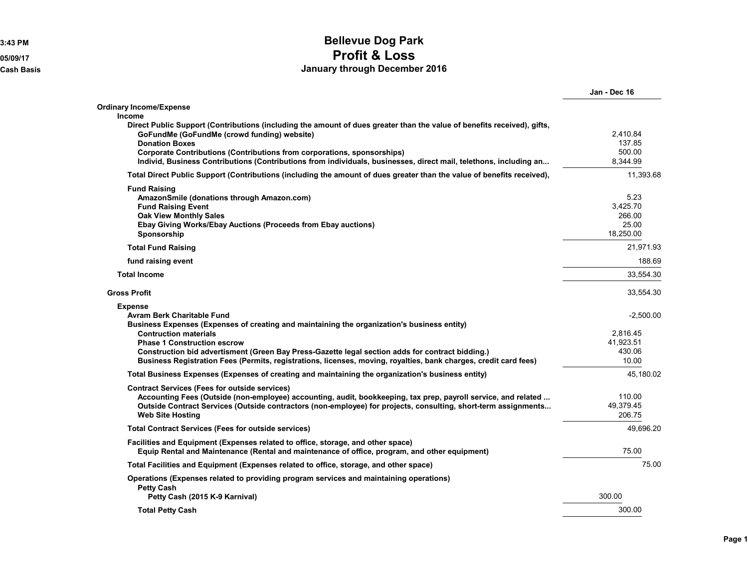3:43 PM
05/09/17
Cash Basis

# Bellevue Dog Park
## Profit & Loss
### January through December 2016

| | | Jan - Dec 16 |
|---|---|---|
| **Ordinary Income/Expense** | | |
| **Income** | | |
| **Direct Public Support (Contributions (including the amount of dues greater than the value of benefits received), gifts,** | | |
| **GoFundMe (GoFundMe (crowd funding) website)** | 2,410.84 | |
| **Donation Boxes** | 137.85 | |
| **Corporate Contributions (Contributions from corporations, sponsorships)** | 500.00 | |
| **Individ, Business Contributions (Contributions from individuals, businesses, direct mail, telethons, including an...** | 8,344.99 | |
| **Total Direct Public Support (Contributions (including the amount of dues greater than the value of benefits received),** | | 11,393.68 |
| **Fund Raising** | | |
| **AmazonSmile (donations through Amazon.com)** | 5.23 | |
| **Fund Raising Event** | 3,425.70 | |
| **Oak View Monthly Sales** | 266.00 | |
| **Ebay Giving Works/Ebay Auctions (Proceeds from Ebay auctions)** | 25.00 | |
| **Sponsorship** | 18,250.00 | |
| **Total Fund Raising** | | 21,971.93 |
| **fund raising event** | | 188.69 |
| **Total Income** | | 33,554.30 |
| **Gross Profit** | | 33,554.30 |
| **Expense** | | |
| **Avram Berk Charitable Fund** | | -2,500.00 |
| **Business Expenses (Expenses of creating and maintaining the organization's business entity)** | | |
| **Contruction materials** | 2,816.45 | |
| **Phase 1 Construction escrow** | 41,923.51 | |
| **Construction bid advertisment (Green Bay Press-Gazette legal section adds for contract bidding.)** | 430.06 | |
| **Business Registration Fees (Permits, registrations, licenses, moving, royalties, bank charges, credit card fees)** | 10.00 | |
| **Total Business Expenses (Expenses of creating and maintaining the organization's business entity)** | | 45,180.02 |
| **Contract Services (Fees for outside services)** | | |
| **Accounting Fees (Outside (non-employee) accounting, audit, bookkeeping, tax prep, payroll service, and related ...** | 110.00 | |
| **Outside Contract Services (Outside contractors (non-employee) for projects, consulting, short-term assignments...** | 49,379.45 | |
| **Web Site Hosting** | 206.75 | |
| **Total Contract Services (Fees for outside services)** | | 49,696.20 |
| **Facilities and Equipment (Expenses related to office, storage, and other space)** | | |
| **Equip Rental and Maintenance (Rental and maintenance of office, program, and other equipment)** | 75.00 | |
| **Total Facilities and Equipment (Expenses related to office, storage, and other space)** | | 75.00 |
| **Operations (Expenses related to providing program services and maintaining operations)** | | |
| **Petty Cash** | | |
| **Petty Cash (2015 K-9 Karnival)** | 300.00 | |
| **Total Petty Cash** | 300.00 | |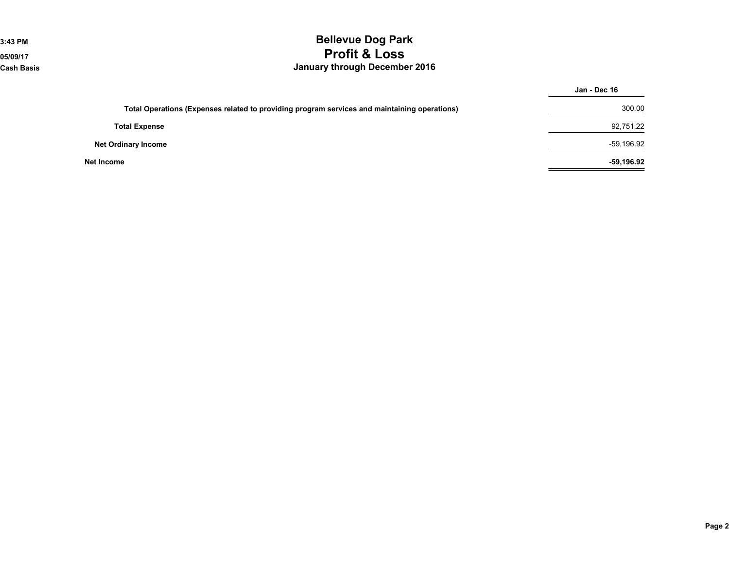# Bellevue Dog Park
## Profit & Loss
### January through December 2016

3:43 PM
05/09/17
Cash Basis

| | Jan - Dec 16 |
|---|---|
| Total Operations (Expenses related to providing program services and maintaining operations) | 300.00 |
| Total Expense | 92,751.22 |
| Net Ordinary Income | -59,196.92 |
| **Net Income** | **-59,196.92** |